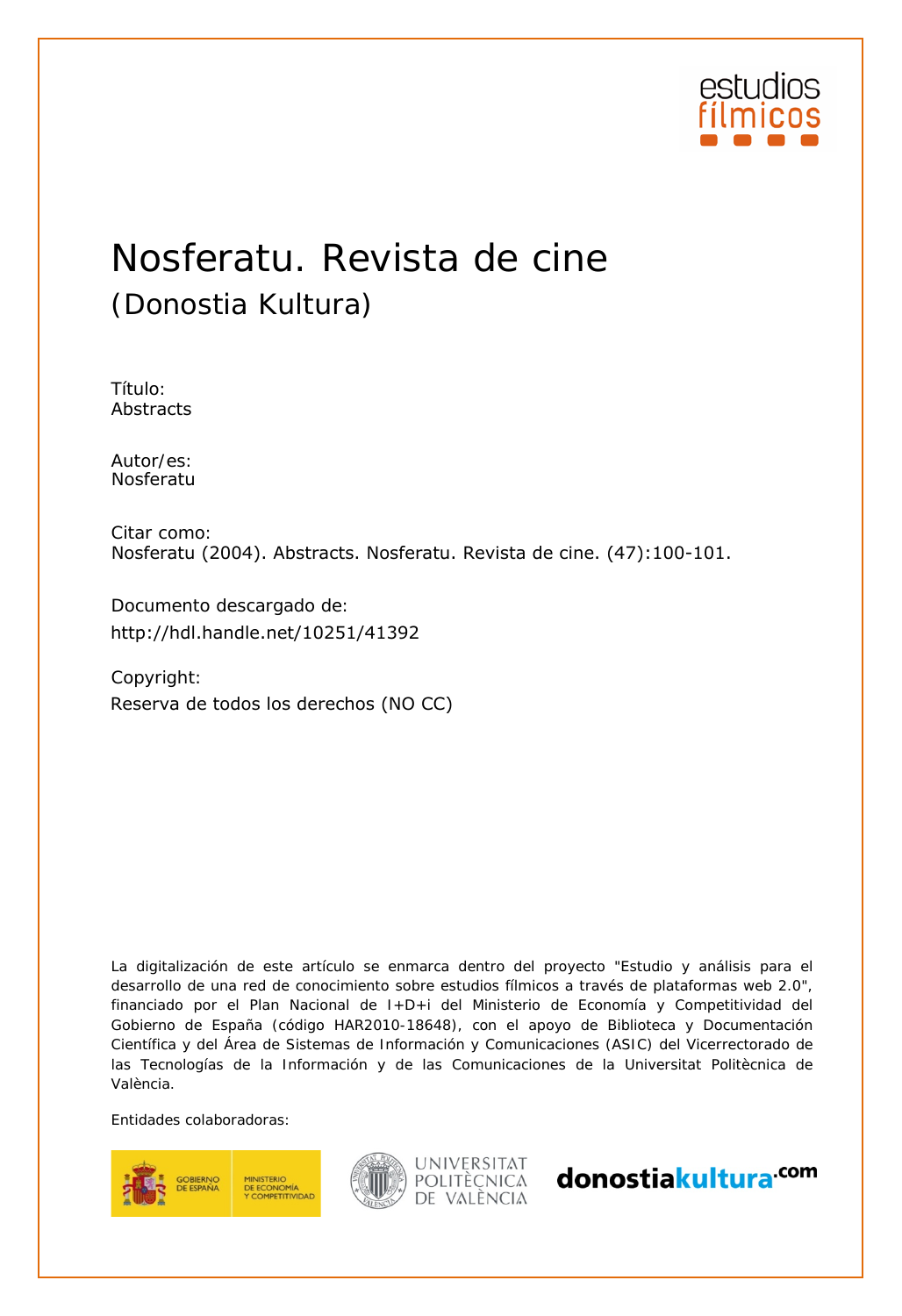estudios fílmicos

# Nosferatu. Revista de cine

## (Donostia Kultura)

Título:
Abstracts

Autor/es:
Nosferatu

Citar como:
Nosferatu (2004). Abstracts. Nosferatu. Revista de cine. (47):100-101.

Documento descargado de:
http://hdl.handle.net/10251/41392

Copyright:
Reserva de todos los derechos (NO CC)

La digitalización de este artículo se enmarca dentro del proyecto "Estudio y análisis para el desarrollo de una red de conocimiento sobre estudios fílmicos a través de plataformas web 2.0", financiado por el Plan Nacional de I+D+i del Ministerio de Economía y Competitividad del Gobierno de España (código HAR2010-18648), con el apoyo de Biblioteca y Documentación Científica y del Área de Sistemas de Información y Comunicaciones (ASIC) del Vicerrectorado de las Tecnologías de la Información y de las Comunicaciones de la Universitat Politècnica de València.

Entidades colaboradoras:

GOBIERNO DE ESPAÑA — MINISTERIO DE ECONOMÍA Y COMPETITIVIDAD

UNIVERSITAT POLITÈCNICA DE VALÈNCIA

donostiakultura.com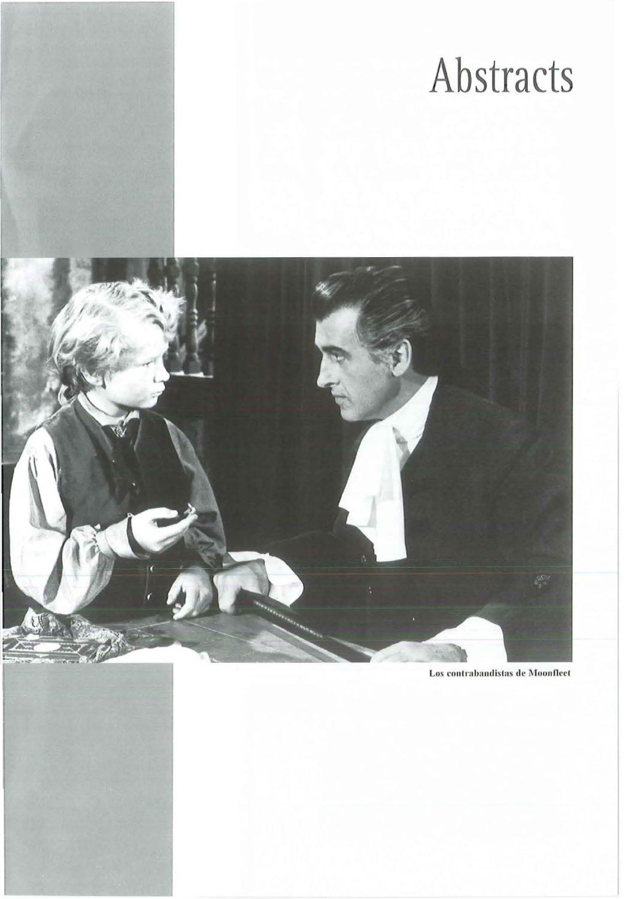# Abstracts

Los contrabandistas de Moonfleet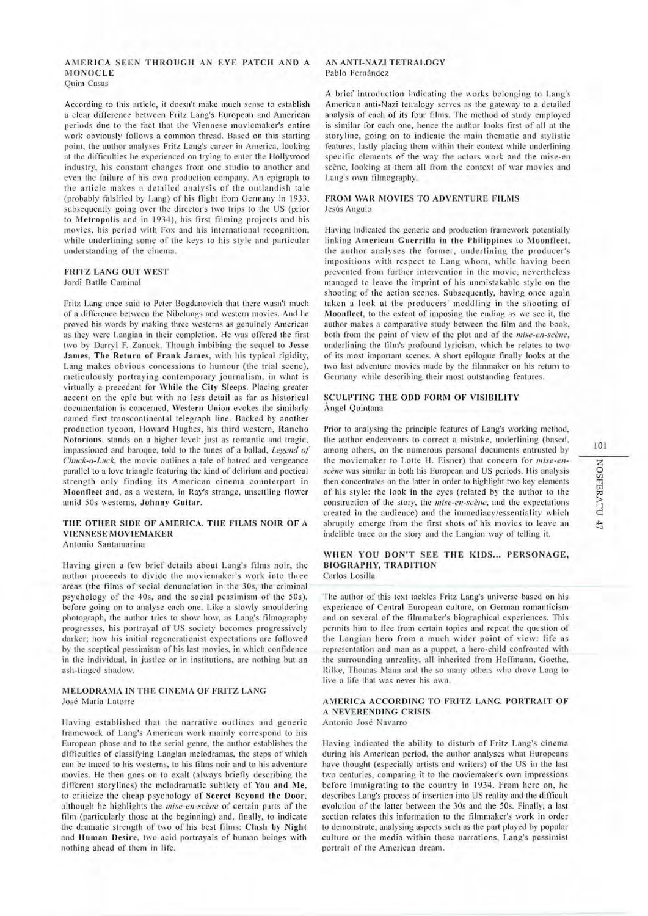## AMERICA SEEN THROUGH AN EYE PATCH AND A MONOCLE

Quim Casas

According to this article, it doesn't make much sense to establish a clear difference between Fritz Lang's European and American periods due to the fact that the Viennese moviemaker's entire work obviously follows a common thread. Based on this starting point, the author analyses Fritz Lang's career in America, looking at the difficulties he experienced on trying to enter the Hollywood industry, his constant changes from one studio to another and even the failure of his own production company. An epigraph to the article makes a detailed analysis of the outlandish tale (probably falsified by Lang) of his flight from Germany in 1933, subsequently going over the director's two trips to the US (prior to **Metropolis** and in 1934), his first filming projects and his movies, his period with Fox and his international recognition, while underlining some of the keys to his style and particular understanding of the cinema.

## FRITZ LANG OUT WEST

Jordi Batlle Caminal

Fritz Lang once said to Peter Bogdanovich that there wasn't much of a difference between the Nibelungs and western movies. And he proved his words by making three westerns as genuinely American as they were Langian in their completion. He was offered the first two by Darryl F. Zanuck. Though imbibing the sequel to **Jesse James**, **The Return of Frank James**, with his typical rigidity, Lang makes obvious concessions to humour (the trial scene), meticulously portraying contemporary journalism, in what is virtually a precedent for **While the City Sleeps**. Placing greater accent on the epic but with no less detail as far as historical documentation is concerned, **Western Union** evokes the similarly named first transcontinental telegraph line. Backed by another production tycoon, Howard Hughes, his third western, **Rancho Notorious**, stands on a higher level: just as romantic and tragic, impassioned and baroque, told to the tunes of a ballad, *Legend of Chuck-a-Luck*, the movie outlines a tale of hatred and vengeance parallel to a love triangle featuring the kind of delirium and poetical strength only finding its American cinema counterpart in **Moonfleet** and, as a western, in Ray's strange, unsettling flower amid 50s westerns, **Johnny Guitar**.

## THE OTHER SIDE OF AMERICA. THE FILMS NOIR OF A VIENNESE MOVIEMAKER

Antonio Santamarina

Having given a few brief details about Lang's films noir, the author proceeds to divide the moviemaker's work into three areas (the films of social denunciation in the 30s, the criminal psychology of the 40s, and the social pessimism of the 50s), before going on to analyse each one. Like a slowly smouldering photograph, the author tries to show how, as Lang's filmography progresses, his portrayal of US society becomes progressively darker; how his initial regenerationist expectations are followed by the sceptical pessimism of his last movies, in which confidence in the individual, in justice or in institutions, are nothing but an ash-tinged shadow.

## MELODRAMA IN THE CINEMA OF FRITZ LANG

José María Latorre

Having established that the narrative outlines and generic framework of Lang's American work mainly correspond to his European phase and to the serial genre, the author establishes the difficulties of classifying Langian melodramas, the steps of which can be traced to his westerns, to his films noir and to his adventure movies. He then goes on to exalt (always briefly describing the different storylines) the melodramatic subtlety of **You and Me**, to criticize the cheap psychology of **Secret Beyond the Door**, although he highlights the *mise-en-scène* of certain parts of the film (particularly those at the beginning) and, finally, to indicate the dramatic strength of two of his best films: **Clash by Night** and **Human Desire**, two acid portrayals of human beings with nothing ahead of them in life.

## AN ANTI-NAZI TETRALOGY

Pablo Fernández

A brief introduction indicating the works belonging to Lang's American anti-Nazi tetralogy serves as the gateway to a detailed analysis of each of its four films. The method of study employed is similar for each one, hence the author looks first of all at the storyline, going on to indicate the main thematic and stylistic features, lastly placing them within their context while underlining specific elements of the way the actors work and the mise-en scène, looking at them all from the context of war movies and Lang's own filmography.

## FROM WAR MOVIES TO ADVENTURE FILMS

Jesús Angulo

Having indicated the generic and production framework potentially linking **American Guerrilla in the Philippines** to **Moonfleet**, the author analyses the former, underlining the producer's impositions with respect to Lang whom, while having been prevented from further intervention in the movie, nevertheless managed to leave the imprint of his unmistakable style on the shooting of the action scenes. Subsequently, having once again taken a look at the producers' meddling in the shooting of **Moonfleet**, to the extent of imposing the ending as we see it, the author makes a comparative study between the film and the book, both from the point of view of the plot and of the *mise-en-scène*, underlining the film's profound lyricism, which he relates to two of its most important scenes. A short epilogue finally looks at the two last adventure movies made by the filmmaker on his return to Germany while describing their most outstanding features.

## SCULPTING THE ODD FORM OF VISIBILITY

Àngel Quintana

Prior to analysing the principle features of Lang's working method, the author endeavours to correct a mistake, underlining (based, among others, on the numerous personal documents entrusted by the moviemaker to Lotte H. Eisner) that concern for *mise-en-scène* was similar in both his European and US periods. His analysis then concentrates on the latter in order to highlight two key elements of his style: the look in the eyes (related by the author to the construction of the story, the *mise-en-scène*, and the expectations created in the audience) and the immediacy/essentiality which abruptly emerge from the first shots of his movies to leave an indelible trace on the story and the Langian way of telling it.

## WHEN YOU DON'T SEE THE KIDS... PERSONAGE, BIOGRAPHY, TRADITION

Carlos Losilla

The author of this text tackles Fritz Lang's universe based on his experience of Central European culture, on German romanticism and on several of the filmmaker's biographical experiences. This permits him to flee from certain topics and repeat the question of the Langian hero from a much wider point of view: life as representation and man as a puppet, a hero-child confronted with the surrounding unreality, all inherited from Hoffmann, Goethe, Rilke, Thomas Mann and the so many others who drove Lang to live a life that was never his own.

## AMERICA ACCORDING TO FRITZ LANG. PORTRAIT OF A NEVERENDING CRISIS

Antonio José Navarro

Having indicated the ability to disturb of Fritz Lang's cinema during his American period, the author analyses what Europeans have thought (especially artists and writers) of the US in the last two centuries, comparing it to the moviemaker's own impressions before immigrating to the country in 1934. From here on, he describes Lang's process of insertion into US reality and the difficult evolution of the latter between the 30s and the 50s. Finally, a last section relates this information to the filmmaker's work in order to demonstrate, analysing aspects such as the part played by popular culture or the media within these narrations, Lang's pessimist portrait of the American dream.